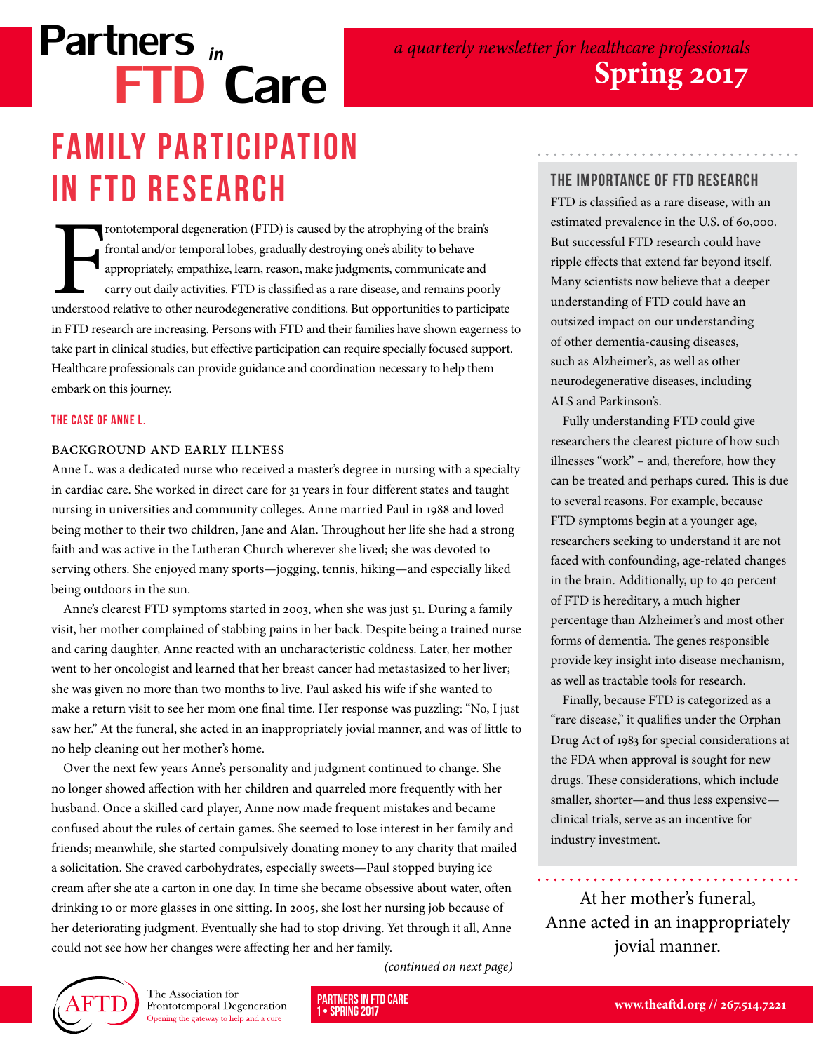# Partners in FTD Care

*a quarterly newsletter for healthcare professionals*

**Spring 2017**

## FAMILY PARTICIPATION IN FTD RESEARCH

Frontotemporal degeneration (FTD) is caused by the atrophying of the brain's frontal and/or temporal lobes, gradually destroying one's ability to behave appropriately, empathize, learn, reason, make judgments, communicate and carry out daily activities. FTD is classified as a rare disease, and remains poorly understood relative to other neurodegenerative conditions. But opportunities to participate in FTD research are increasing. Persons with FTD and their families have shown eagerness to take part in clinical studies, but effective participation can require specially focused support. Healthcare professionals can provide guidance and coordination necessary to help them embark on this journey.

### THE CASE OF ANNE L.

#### BACKGROUND AND EARLY ILLNESS

Anne L. was a dedicated nurse who received a master's degree in nursing with a specialty in cardiac care. She worked in direct care for 31 years in four different states and taught nursing in universities and community colleges. Anne married Paul in 1988 and loved being mother to their two children, Jane and Alan. Throughout her life she had a strong faith and was active in the Lutheran Church wherever she lived; she was devoted to serving others. She enjoyed many sports—jogging, tennis, hiking—and especially liked being outdoors in the sun.

Anne's clearest FTD symptoms started in 2003, when she was just 51. During a family visit, her mother complained of stabbing pains in her back. Despite being a trained nurse and caring daughter, Anne reacted with an uncharacteristic coldness. Later, her mother went to her oncologist and learned that her breast cancer had metastasized to her liver; she was given no more than two months to live. Paul asked his wife if she wanted to make a return visit to see her mom one final time. Her response was puzzling: "No, I just saw her." At the funeral, she acted in an inappropriately jovial manner, and was of little to no help cleaning out her mother's home.

Over the next few years Anne's personality and judgment continued to change. She no longer showed affection with her children and quarreled more frequently with her husband. Once a skilled card player, Anne now made frequent mistakes and became confused about the rules of certain games. She seemed to lose interest in her family and friends; meanwhile, she started compulsively donating money to any charity that mailed a solicitation. She craved carbohydrates, especially sweets—Paul stopped buying ice cream after she ate a carton in one day. In time she became obsessive about water, often drinking 10 or more glasses in one sitting. In 2005, she lost her nursing job because of her deteriorating judgment. Eventually she had to stop driving. Yet through it all, Anne could not see how her changes were affecting her and her family.

*(continued on next page)*

### THE IMPORTANCE OF FTD RESEARCH

FTD is classified as a rare disease, with an estimated prevalence in the U.S. of 60,000. But successful FTD research could have ripple effects that extend far beyond itself. Many scientists now believe that a deeper understanding of FTD could have an outsized impact on our understanding of other dementia-causing diseases, such as Alzheimer's, as well as other neurodegenerative diseases, including ALS and Parkinson's.

Fully understanding FTD could give researchers the clearest picture of how such illnesses "work" – and, therefore, how they can be treated and perhaps cured. This is due to several reasons. For example, because FTD symptoms begin at a younger age, researchers seeking to understand it are not faced with confounding, age-related changes in the brain. Additionally, up to 40 percent of FTD is hereditary, a much higher percentage than Alzheimer's and most other forms of dementia. The genes responsible provide key insight into disease mechanism, as well as tractable tools for research.

Finally, because FTD is categorized as a "rare disease," it qualifies under the Orphan Drug Act of 1983 for special considerations at the FDA when approval is sought for new drugs. These considerations, which include smaller, shorter—and thus less expensive—clinical trials, serve as an incentive for industry investment.

> At her mother's funeral, Anne acted in an inappropriately jovial manner.

The Association for Frontotemporal Degeneration — Opening the gateway to help and a cure

www.theaftd.org // 267.514.7221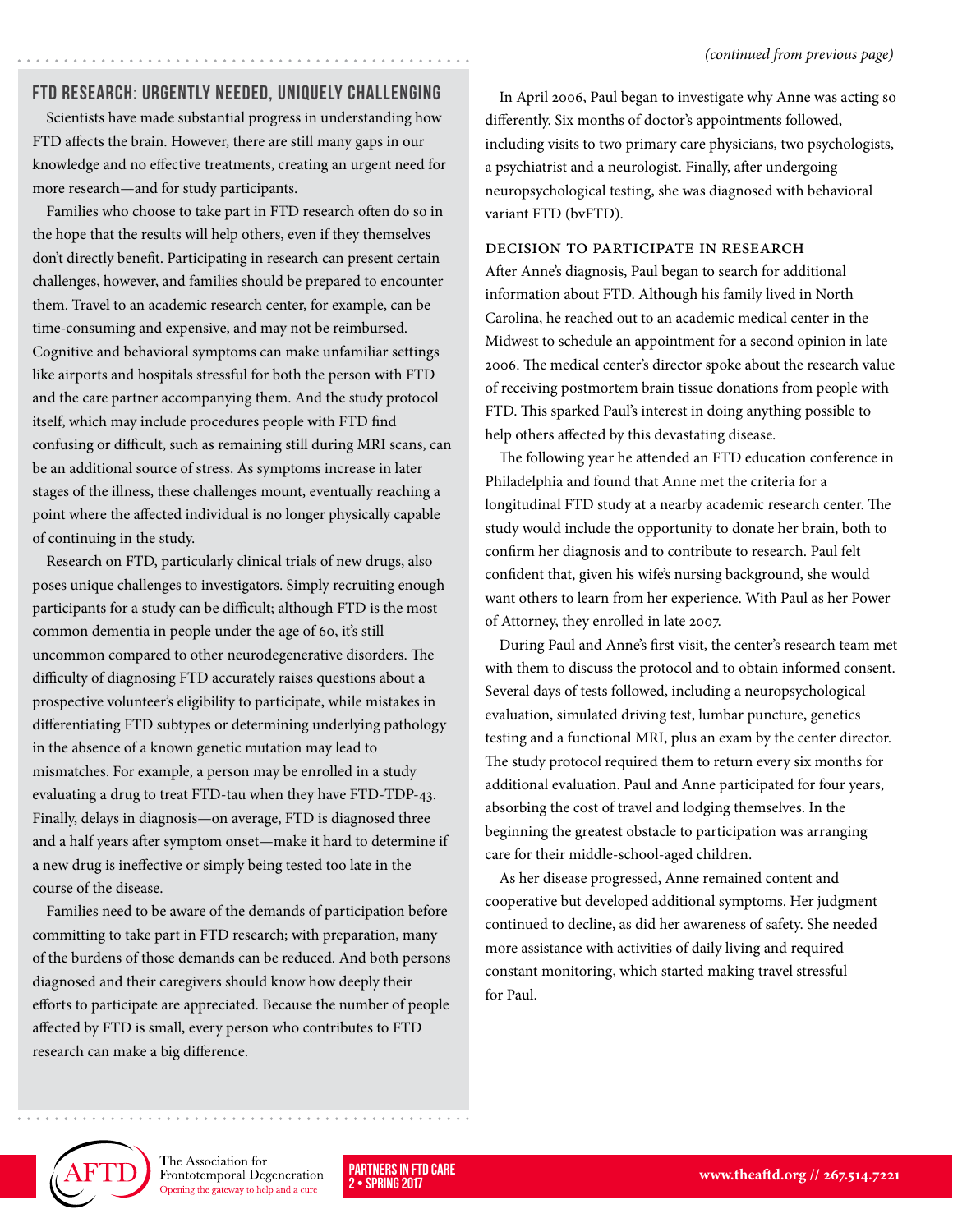## FTD RESEARCH: URGENTLY NEEDED, UNIQUELY CHALLENGING

Scientists have made substantial progress in understanding how FTD affects the brain. However, there are still many gaps in our knowledge and no effective treatments, creating an urgent need for more research—and for study participants.

Families who choose to take part in FTD research often do so in the hope that the results will help others, even if they themselves don't directly benefit. Participating in research can present certain challenges, however, and families should be prepared to encounter them. Travel to an academic research center, for example, can be time-consuming and expensive, and may not be reimbursed. Cognitive and behavioral symptoms can make unfamiliar settings like airports and hospitals stressful for both the person with FTD and the care partner accompanying them. And the study protocol itself, which may include procedures people with FTD find confusing or difficult, such as remaining still during MRI scans, can be an additional source of stress. As symptoms increase in later stages of the illness, these challenges mount, eventually reaching a point where the affected individual is no longer physically capable of continuing in the study.

Research on FTD, particularly clinical trials of new drugs, also poses unique challenges to investigators. Simply recruiting enough participants for a study can be difficult; although FTD is the most common dementia in people under the age of 60, it's still uncommon compared to other neurodegenerative disorders. The difficulty of diagnosing FTD accurately raises questions about a prospective volunteer's eligibility to participate, while mistakes in differentiating FTD subtypes or determining underlying pathology in the absence of a known genetic mutation may lead to mismatches. For example, a person may be enrolled in a study evaluating a drug to treat FTD-tau when they have FTD-TDP-43. Finally, delays in diagnosis—on average, FTD is diagnosed three and a half years after symptom onset—make it hard to determine if a new drug is ineffective or simply being tested too late in the course of the disease.

Families need to be aware of the demands of participation before committing to take part in FTD research; with preparation, many of the burdens of those demands can be reduced. And both persons diagnosed and their caregivers should know how deeply their efforts to participate are appreciated. Because the number of people affected by FTD is small, every person who contributes to FTD research can make a big difference.

*(continued from previous page)*

In April 2006, Paul began to investigate why Anne was acting so differently. Six months of doctor's appointments followed, including visits to two primary care physicians, two psychologists, a psychiatrist and a neurologist. Finally, after undergoing neuropsychological testing, she was diagnosed with behavioral variant FTD (bvFTD).

### DECISION TO PARTICIPATE IN RESEARCH

After Anne's diagnosis, Paul began to search for additional information about FTD. Although his family lived in North Carolina, he reached out to an academic medical center in the Midwest to schedule an appointment for a second opinion in late 2006. The medical center's director spoke about the research value of receiving postmortem brain tissue donations from people with FTD. This sparked Paul's interest in doing anything possible to help others affected by this devastating disease.

The following year he attended an FTD education conference in Philadelphia and found that Anne met the criteria for a longitudinal FTD study at a nearby academic research center. The study would include the opportunity to donate her brain, both to confirm her diagnosis and to contribute to research. Paul felt confident that, given his wife's nursing background, she would want others to learn from her experience. With Paul as her Power of Attorney, they enrolled in late 2007.

During Paul and Anne's first visit, the center's research team met with them to discuss the protocol and to obtain informed consent. Several days of tests followed, including a neuropsychological evaluation, simulated driving test, lumbar puncture, genetics testing and a functional MRI, plus an exam by the center director. The study protocol required them to return every six months for additional evaluation. Paul and Anne participated for four years, absorbing the cost of travel and lodging themselves. In the beginning the greatest obstacle to participation was arranging care for their middle-school-aged children.

As her disease progressed, Anne remained content and cooperative but developed additional symptoms. Her judgment continued to decline, as did her awareness of safety. She needed more assistance with activities of daily living and required constant monitoring, which started making travel stressful for Paul.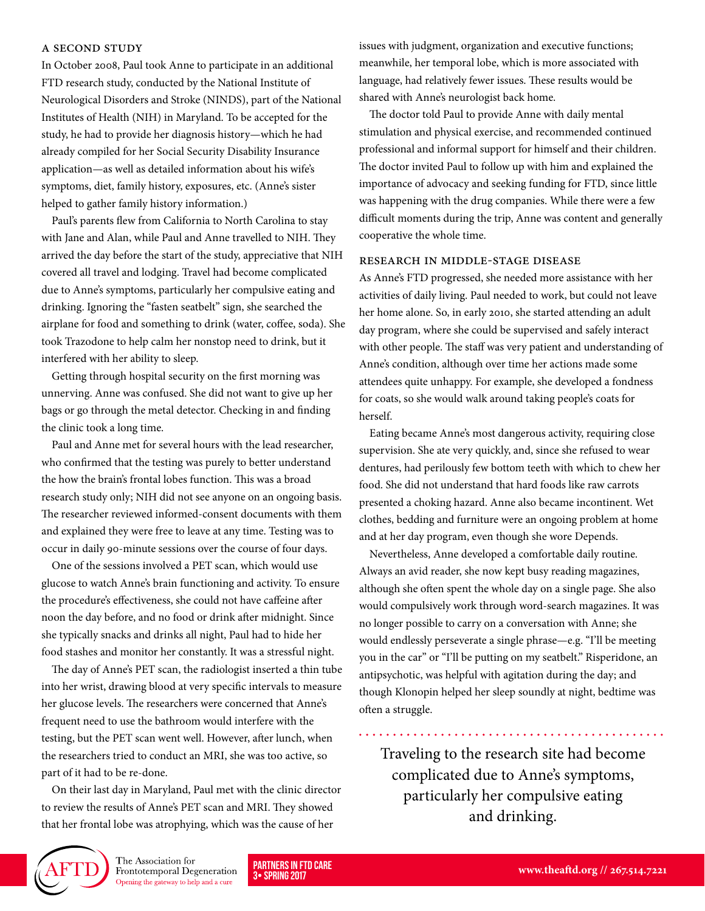### A SECOND STUDY

In October 2008, Paul took Anne to participate in an additional FTD research study, conducted by the National Institute of Neurological Disorders and Stroke (NINDS), part of the National Institutes of Health (NIH) in Maryland. To be accepted for the study, he had to provide her diagnosis history—which he had already compiled for her Social Security Disability Insurance application—as well as detailed information about his wife's symptoms, diet, family history, exposures, etc. (Anne's sister helped to gather family history information.)

Paul's parents flew from California to North Carolina to stay with Jane and Alan, while Paul and Anne travelled to NIH. They arrived the day before the start of the study, appreciative that NIH covered all travel and lodging. Travel had become complicated due to Anne's symptoms, particularly her compulsive eating and drinking. Ignoring the "fasten seatbelt" sign, she searched the airplane for food and something to drink (water, coffee, soda). She took Trazodone to help calm her nonstop need to drink, but it interfered with her ability to sleep.

Getting through hospital security on the first morning was unnerving. Anne was confused. She did not want to give up her bags or go through the metal detector. Checking in and finding the clinic took a long time.

Paul and Anne met for several hours with the lead researcher, who confirmed that the testing was purely to better understand the how the brain's frontal lobes function. This was a broad research study only; NIH did not see anyone on an ongoing basis. The researcher reviewed informed-consent documents with them and explained they were free to leave at any time. Testing was to occur in daily 90-minute sessions over the course of four days.

One of the sessions involved a PET scan, which would use glucose to watch Anne's brain functioning and activity. To ensure the procedure's effectiveness, she could not have caffeine after noon the day before, and no food or drink after midnight. Since she typically snacks and drinks all night, Paul had to hide her food stashes and monitor her constantly. It was a stressful night.

The day of Anne's PET scan, the radiologist inserted a thin tube into her wrist, drawing blood at very specific intervals to measure her glucose levels. The researchers were concerned that Anne's frequent need to use the bathroom would interfere with the testing, but the PET scan went well. However, after lunch, when the researchers tried to conduct an MRI, she was too active, so part of it had to be re-done.

On their last day in Maryland, Paul met with the clinic director to review the results of Anne's PET scan and MRI. They showed that her frontal lobe was atrophying, which was the cause of her issues with judgment, organization and executive functions; meanwhile, her temporal lobe, which is more associated with language, had relatively fewer issues. These results would be shared with Anne's neurologist back home.

The doctor told Paul to provide Anne with daily mental stimulation and physical exercise, and recommended continued professional and informal support for himself and their children. The doctor invited Paul to follow up with him and explained the importance of advocacy and seeking funding for FTD, since little was happening with the drug companies. While there were a few difficult moments during the trip, Anne was content and generally cooperative the whole time.

### RESEARCH IN MIDDLE-STAGE DISEASE

As Anne's FTD progressed, she needed more assistance with her activities of daily living. Paul needed to work, but could not leave her home alone. So, in early 2010, she started attending an adult day program, where she could be supervised and safely interact with other people. The staff was very patient and understanding of Anne's condition, although over time her actions made some attendees quite unhappy. For example, she developed a fondness for coats, so she would walk around taking people's coats for herself.

Eating became Anne's most dangerous activity, requiring close supervision. She ate very quickly, and, since she refused to wear dentures, had perilously few bottom teeth with which to chew her food. She did not understand that hard foods like raw carrots presented a choking hazard. Anne also became incontinent. Wet clothes, bedding and furniture were an ongoing problem at home and at her day program, even though she wore Depends.

Nevertheless, Anne developed a comfortable daily routine. Always an avid reader, she now kept busy reading magazines, although she often spent the whole day on a single page. She also would compulsively work through word-search magazines. It was no longer possible to carry on a conversation with Anne; she would endlessly perseverate a single phrase—e.g. "I'll be meeting you in the car" or "I'll be putting on my seatbelt." Risperidone, an antipsychotic, was helpful with agitation during the day; and though Klonopin helped her sleep soundly at night, bedtime was often a struggle.

> Traveling to the research site had become complicated due to Anne's symptoms, particularly her compulsive eating and drinking.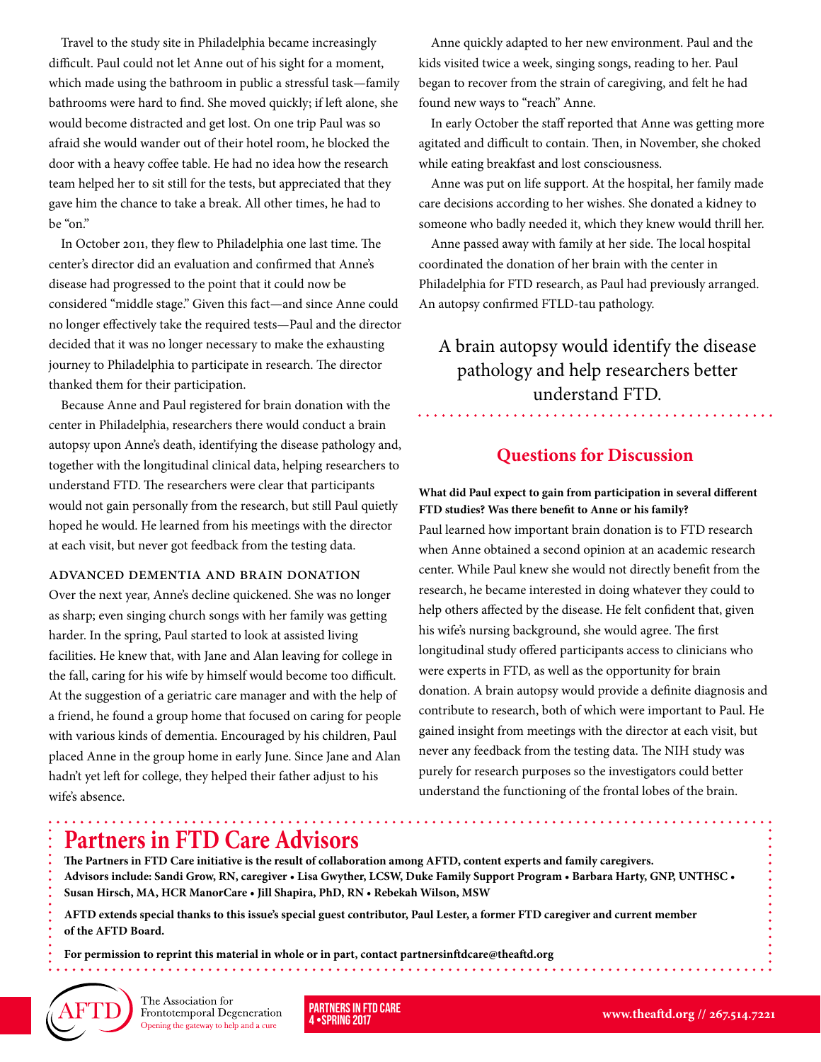Travel to the study site in Philadelphia became increasingly difficult. Paul could not let Anne out of his sight for a moment, which made using the bathroom in public a stressful task—family bathrooms were hard to find. She moved quickly; if left alone, she would become distracted and get lost. On one trip Paul was so afraid she would wander out of their hotel room, he blocked the door with a heavy coffee table. He had no idea how the research team helped her to sit still for the tests, but appreciated that they gave him the chance to take a break. All other times, he had to be "on."

In October 2011, they flew to Philadelphia one last time. The center's director did an evaluation and confirmed that Anne's disease had progressed to the point that it could now be considered "middle stage." Given this fact—and since Anne could no longer effectively take the required tests—Paul and the director decided that it was no longer necessary to make the exhausting journey to Philadelphia to participate in research. The director thanked them for their participation.

Because Anne and Paul registered for brain donation with the center in Philadelphia, researchers there would conduct a brain autopsy upon Anne's death, identifying the disease pathology and, together with the longitudinal clinical data, helping researchers to understand FTD. The researchers were clear that participants would not gain personally from the research, but still Paul quietly hoped he would. He learned from his meetings with the director at each visit, but never got feedback from the testing data.

### Advanced Dementia and Brain Donation

Over the next year, Anne's decline quickened. She was no longer as sharp; even singing church songs with her family was getting harder. In the spring, Paul started to look at assisted living facilities. He knew that, with Jane and Alan leaving for college in the fall, caring for his wife by himself would become too difficult. At the suggestion of a geriatric care manager and with the help of a friend, he found a group home that focused on caring for people with various kinds of dementia. Encouraged by his children, Paul placed Anne in the group home in early June. Since Jane and Alan hadn't yet left for college, they helped their father adjust to his wife's absence.

Anne quickly adapted to her new environment. Paul and the kids visited twice a week, singing songs, reading to her. Paul began to recover from the strain of caregiving, and felt he had found new ways to "reach" Anne.

In early October the staff reported that Anne was getting more agitated and difficult to contain. Then, in November, she choked while eating breakfast and lost consciousness.

Anne was put on life support. At the hospital, her family made care decisions according to her wishes. She donated a kidney to someone who badly needed it, which they knew would thrill her.

Anne passed away with family at her side. The local hospital coordinated the donation of her brain with the center in Philadelphia for FTD research, as Paul had previously arranged. An autopsy confirmed FTLD-tau pathology.

> A brain autopsy would identify the disease pathology and help researchers better understand FTD.

## Questions for Discussion

**What did Paul expect to gain from participation in several different FTD studies? Was there benefit to Anne or his family?**

Paul learned how important brain donation is to FTD research when Anne obtained a second opinion at an academic research center. While Paul knew she would not directly benefit from the research, he became interested in doing whatever they could to help others affected by the disease. He felt confident that, given his wife's nursing background, she would agree. The first longitudinal study offered participants access to clinicians who were experts in FTD, as well as the opportunity for brain donation. A brain autopsy would provide a definite diagnosis and contribute to research, both of which were important to Paul. He gained insight from meetings with the director at each visit, but never any feedback from the testing data. The NIH study was purely for research purposes so the investigators could better understand the functioning of the frontal lobes of the brain.

## Partners in FTD Care Advisors

**The Partners in FTD Care initiative is the result of collaboration among AFTD, content experts and family caregivers. Advisors include: Sandi Grow, RN, caregiver • Lisa Gwyther, LCSW, Duke Family Support Program • Barbara Harty, GNP, UNTHSC • Susan Hirsch, MA, HCR ManorCare • Jill Shapira, PhD, RN • Rebekah Wilson, MSW**

**AFTD extends special thanks to this issue's special guest contributor, Paul Lester, a former FTD caregiver and current member of the AFTD Board.**

**For permission to reprint this material in whole or in part, contact partnersinftdcare@theaftd.org**

The Association for Frontotemporal Degeneration
Opening the gateway to help and a cure

www.theaftd.org // 267.514.7221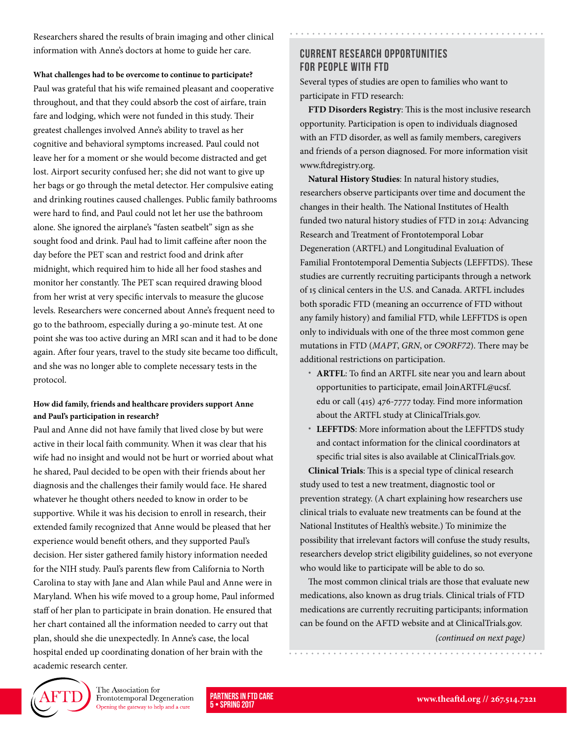Researchers shared the results of brain imaging and other clinical information with Anne's doctors at home to guide her care.

**What challenges had to be overcome to continue to participate?**

Paul was grateful that his wife remained pleasant and cooperative throughout, and that they could absorb the cost of airfare, train fare and lodging, which were not funded in this study. Their greatest challenges involved Anne's ability to travel as her cognitive and behavioral symptoms increased. Paul could not leave her for a moment or she would become distracted and get lost. Airport security confused her; she did not want to give up her bags or go through the metal detector. Her compulsive eating and drinking routines caused challenges. Public family bathrooms were hard to find, and Paul could not let her use the bathroom alone. She ignored the airplane's "fasten seatbelt" sign as she sought food and drink. Paul had to limit caffeine after noon the day before the PET scan and restrict food and drink after midnight, which required him to hide all her food stashes and monitor her constantly. The PET scan required drawing blood from her wrist at very specific intervals to measure the glucose levels. Researchers were concerned about Anne's frequent need to go to the bathroom, especially during a 90-minute test. At one point she was too active during an MRI scan and it had to be done again. After four years, travel to the study site became too difficult, and she was no longer able to complete necessary tests in the protocol.

**How did family, friends and healthcare providers support Anne and Paul's participation in research?**

Paul and Anne did not have family that lived close by but were active in their local faith community. When it was clear that his wife had no insight and would not be hurt or worried about what he shared, Paul decided to be open with their friends about her diagnosis and the challenges their family would face. He shared whatever he thought others needed to know in order to be supportive. While it was his decision to enroll in research, their extended family recognized that Anne would be pleased that her experience would benefit others, and they supported Paul's decision. Her sister gathered family history information needed for the NIH study. Paul's parents flew from California to North Carolina to stay with Jane and Alan while Paul and Anne were in Maryland. When his wife moved to a group home, Paul informed staff of her plan to participate in brain donation. He ensured that her chart contained all the information needed to carry out that plan, should she die unexpectedly. In Anne's case, the local hospital ended up coordinating donation of her brain with the academic research center.

## CURRENT RESEARCH OPPORTUNITIES FOR PEOPLE WITH FTD

Several types of studies are open to families who want to participate in FTD research:

**FTD Disorders Registry**: This is the most inclusive research opportunity. Participation is open to individuals diagnosed with an FTD disorder, as well as family members, caregivers and friends of a person diagnosed. For more information visit www.ftdregistry.org.

**Natural History Studies**: In natural history studies, researchers observe participants over time and document the changes in their health. The National Institutes of Health funded two natural history studies of FTD in 2014: Advancing Research and Treatment of Frontotemporal Lobar Degeneration (ARTFL) and Longitudinal Evaluation of Familial Frontotemporal Dementia Subjects (LEFFTDS). These studies are currently recruiting participants through a network of 15 clinical centers in the U.S. and Canada. ARTFL includes both sporadic FTD (meaning an occurrence of FTD without any family history) and familial FTD, while LEFFTDS is open only to individuals with one of the three most common gene mutations in FTD (*MAPT*, *GRN*, or *C9ORF72*). There may be additional restrictions on participation.

- **ARTFL**: To find an ARTFL site near you and learn about opportunities to participate, email JoinARTFL@ucsf.edu or call (415) 476-7777 today. Find more information about the ARTFL study at ClinicalTrials.gov.
- **LEFFTDS**: More information about the LEFFTDS study and contact information for the clinical coordinators at specific trial sites is also available at ClinicalTrials.gov.

**Clinical Trials**: This is a special type of clinical research study used to test a new treatment, diagnostic tool or prevention strategy. (A chart explaining how researchers use clinical trials to evaluate new treatments can be found at the National Institutes of Health's website.) To minimize the possibility that irrelevant factors will confuse the study results, researchers develop strict eligibility guidelines, so not everyone who would like to participate will be able to do so.

The most common clinical trials are those that evaluate new medications, also known as drug trials. Clinical trials of FTD medications are currently recruiting participants; information can be found on the AFTD website and at ClinicalTrials.gov.

*(continued on next page)*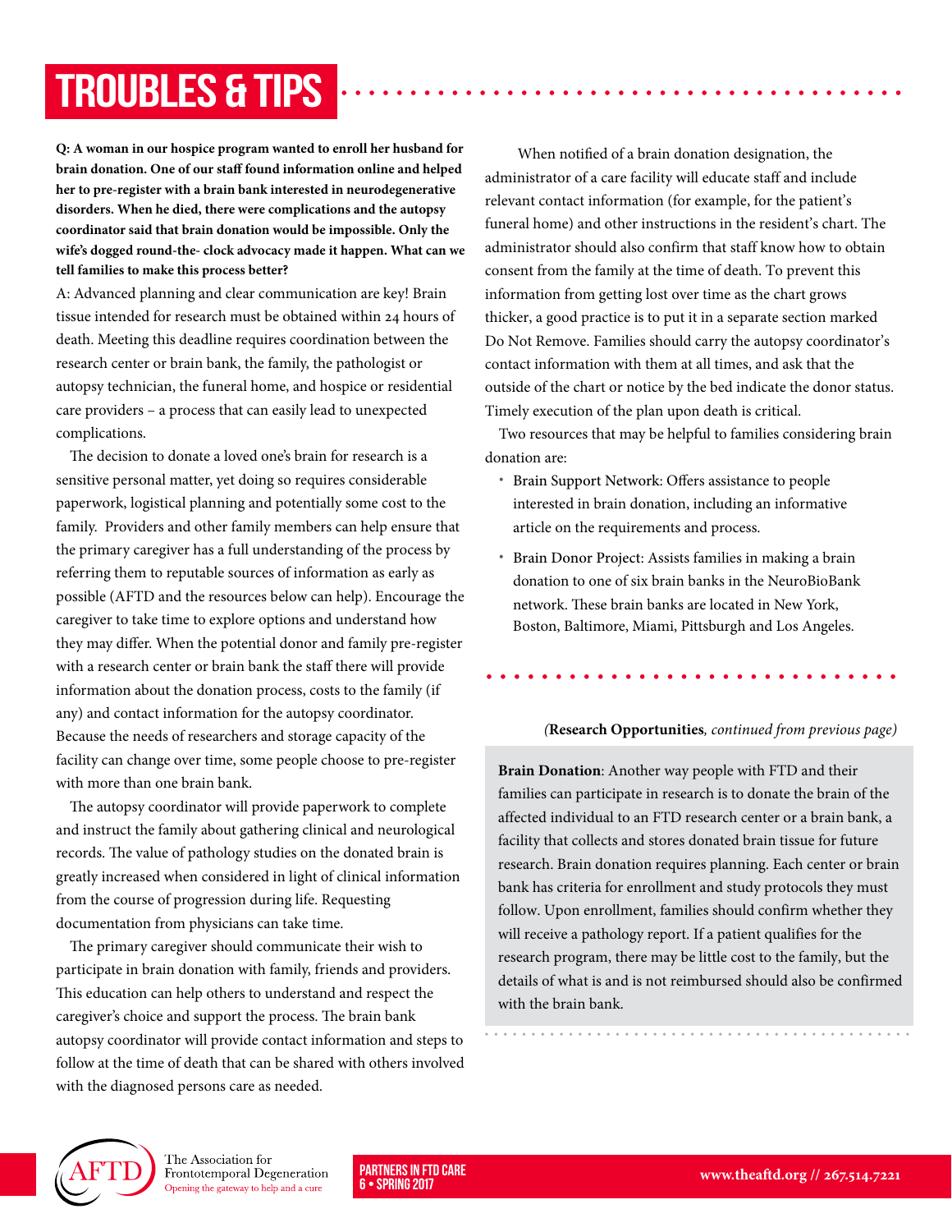# TROUBLES & TIPS

**Q: A woman in our hospice program wanted to enroll her husband for brain donation. One of our staff found information online and helped her to pre-register with a brain bank interested in neurodegenerative disorders. When he died, there were complications and the autopsy coordinator said that brain donation would be impossible. Only the wife's dogged round-the- clock advocacy made it happen. What can we tell families to make this process better?**

A: Advanced planning and clear communication are key! Brain tissue intended for research must be obtained within 24 hours of death. Meeting this deadline requires coordination between the research center or brain bank, the family, the pathologist or autopsy technician, the funeral home, and hospice or residential care providers – a process that can easily lead to unexpected complications.

The decision to donate a loved one's brain for research is a sensitive personal matter, yet doing so requires considerable paperwork, logistical planning and potentially some cost to the family. Providers and other family members can help ensure that the primary caregiver has a full understanding of the process by referring them to reputable sources of information as early as possible (AFTD and the resources below can help). Encourage the caregiver to take time to explore options and understand how they may differ. When the potential donor and family pre-register with a research center or brain bank the staff there will provide information about the donation process, costs to the family (if any) and contact information for the autopsy coordinator. Because the needs of researchers and storage capacity of the facility can change over time, some people choose to pre-register with more than one brain bank.

The autopsy coordinator will provide paperwork to complete and instruct the family about gathering clinical and neurological records. The value of pathology studies on the donated brain is greatly increased when considered in light of clinical information from the course of progression during life. Requesting documentation from physicians can take time.

The primary caregiver should communicate their wish to participate in brain donation with family, friends and providers. This education can help others to understand and respect the caregiver's choice and support the process. The brain bank autopsy coordinator will provide contact information and steps to follow at the time of death that can be shared with others involved with the diagnosed persons care as needed.

When notified of a brain donation designation, the administrator of a care facility will educate staff and include relevant contact information (for example, for the patient's funeral home) and other instructions in the resident's chart. The administrator should also confirm that staff know how to obtain consent from the family at the time of death. To prevent this information from getting lost over time as the chart grows thicker, a good practice is to put it in a separate section marked Do Not Remove. Families should carry the autopsy coordinator's contact information with them at all times, and ask that the outside of the chart or notice by the bed indicate the donor status. Timely execution of the plan upon death is critical.

Two resources that may be helpful to families considering brain donation are:

- Brain Support Network: Offers assistance to people interested in brain donation, including an informative article on the requirements and process.
- Brain Donor Project: Assists families in making a brain donation to one of six brain banks in the NeuroBioBank network. These brain banks are located in New York, Boston, Baltimore, Miami, Pittsburgh and Los Angeles.

*(**Research Opportunities**, continued from previous page)*

**Brain Donation**: Another way people with FTD and their families can participate in research is to donate the brain of the affected individual to an FTD research center or a brain bank, a facility that collects and stores donated brain tissue for future research. Brain donation requires planning. Each center or brain bank has criteria for enrollment and study protocols they must follow. Upon enrollment, families should confirm whether they will receive a pathology report. If a patient qualifies for the research program, there may be little cost to the family, but the details of what is and is not reimbursed should also be confirmed with the brain bank.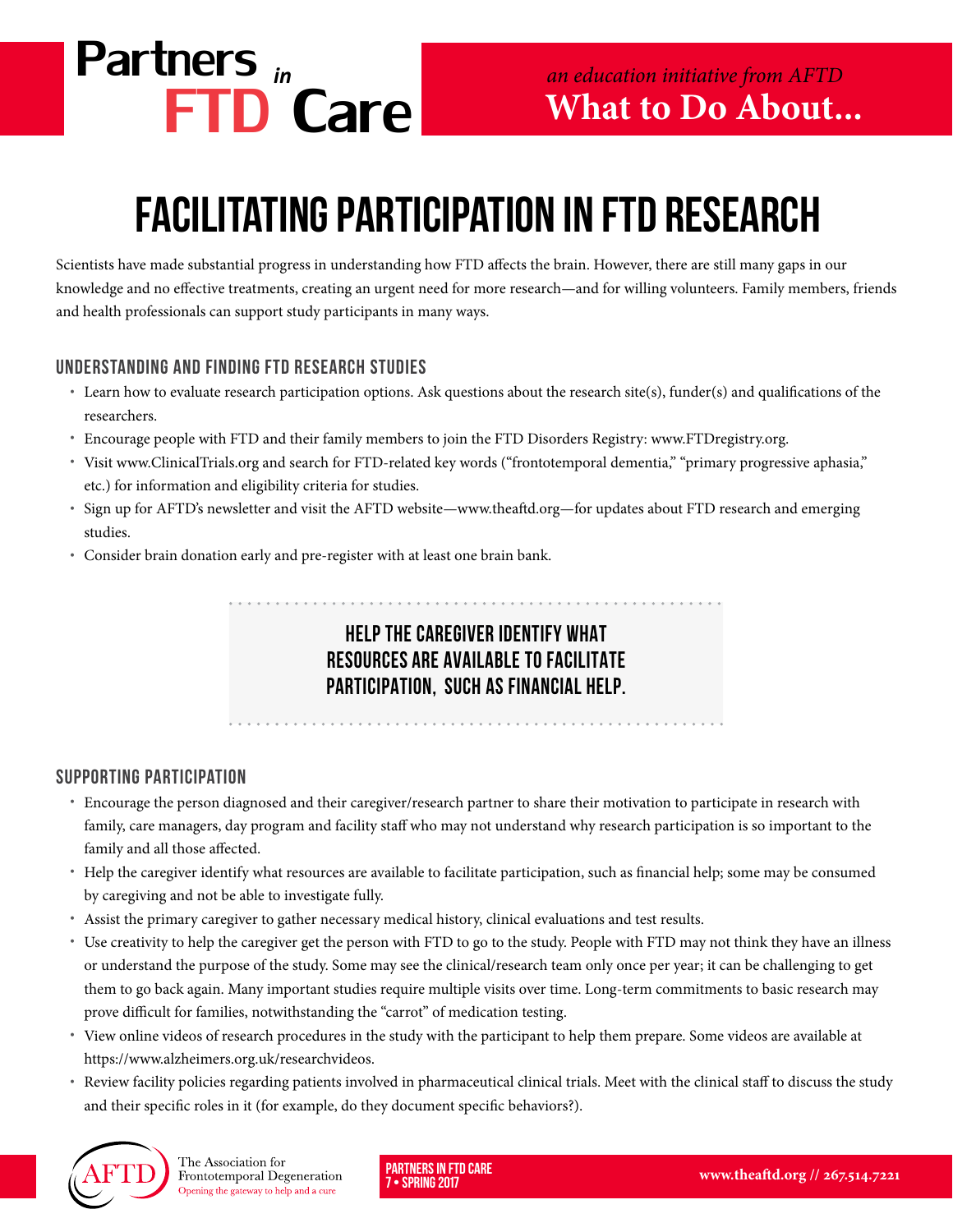# FACILITATING PARTICIPATION IN FTD RESEARCH

Scientists have made substantial progress in understanding how FTD affects the brain. However, there are still many gaps in our knowledge and no effective treatments, creating an urgent need for more research—and for willing volunteers. Family members, friends and health professionals can support study participants in many ways.

## UNDERSTANDING AND FINDING FTD RESEARCH STUDIES

- Learn how to evaluate research participation options. Ask questions about the research site(s), funder(s) and qualifications of the researchers.
- Encourage people with FTD and their family members to join the FTD Disorders Registry: www.FTDregistry.org.
- Visit www.ClinicalTrials.org and search for FTD-related key words ("frontotemporal dementia," "primary progressive aphasia," etc.) for information and eligibility criteria for studies.
- Sign up for AFTD's newsletter and visit the AFTD website—www.theaftd.org—for updates about FTD research and emerging studies.
- Consider brain donation early and pre-register with at least one brain bank.

> **HELP THE CAREGIVER IDENTIFY WHAT RESOURCES ARE AVAILABLE TO FACILITATE PARTICIPATION, SUCH AS FINANCIAL HELP.**

## SUPPORTING PARTICIPATION

- Encourage the person diagnosed and their caregiver/research partner to share their motivation to participate in research with family, care managers, day program and facility staff who may not understand why research participation is so important to the family and all those affected.
- Help the caregiver identify what resources are available to facilitate participation, such as financial help; some may be consumed by caregiving and not be able to investigate fully.
- Assist the primary caregiver to gather necessary medical history, clinical evaluations and test results.
- Use creativity to help the caregiver get the person with FTD to go to the study. People with FTD may not think they have an illness or understand the purpose of the study. Some may see the clinical/research team only once per year; it can be challenging to get them to go back again. Many important studies require multiple visits over time. Long-term commitments to basic research may prove difficult for families, notwithstanding the "carrot" of medication testing.
- View online videos of research procedures in the study with the participant to help them prepare. Some videos are available at https://www.alzheimers.org.uk/researchvideos.
- Review facility policies regarding patients involved in pharmaceutical clinical trials. Meet with the clinical staff to discuss the study and their specific roles in it (for example, do they document specific behaviors?).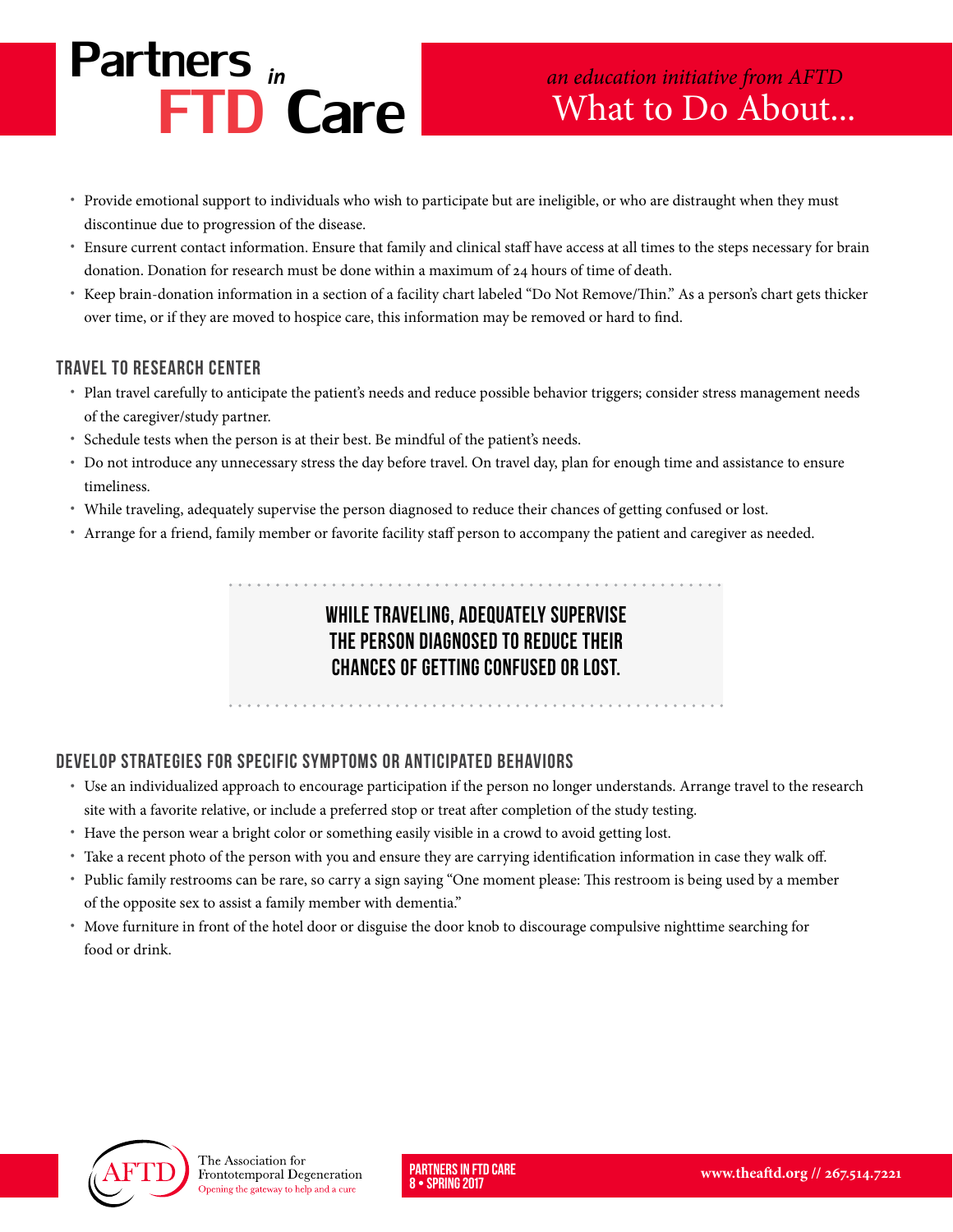- Provide emotional support to individuals who wish to participate but are ineligible, or who are distraught when they must discontinue due to progression of the disease.
- Ensure current contact information. Ensure that family and clinical staff have access at all times to the steps necessary for brain donation. Donation for research must be done within a maximum of 24 hours of time of death.
- Keep brain-donation information in a section of a facility chart labeled "Do Not Remove/Thin." As a person's chart gets thicker over time, or if they are moved to hospice care, this information may be removed or hard to find.

## TRAVEL TO RESEARCH CENTER

- Plan travel carefully to anticipate the patient's needs and reduce possible behavior triggers; consider stress management needs of the caregiver/study partner.
- Schedule tests when the person is at their best. Be mindful of the patient's needs.
- Do not introduce any unnecessary stress the day before travel. On travel day, plan for enough time and assistance to ensure timeliness.
- While traveling, adequately supervise the person diagnosed to reduce their chances of getting confused or lost.
- Arrange for a friend, family member or favorite facility staff person to accompany the patient and caregiver as needed.

> **WHILE TRAVELING, ADEQUATELY SUPERVISE THE PERSON DIAGNOSED TO REDUCE THEIR CHANCES OF GETTING CONFUSED OR LOST.**

## DEVELOP STRATEGIES FOR SPECIFIC SYMPTOMS OR ANTICIPATED BEHAVIORS

- Use an individualized approach to encourage participation if the person no longer understands. Arrange travel to the research site with a favorite relative, or include a preferred stop or treat after completion of the study testing.
- Have the person wear a bright color or something easily visible in a crowd to avoid getting lost.
- Take a recent photo of the person with you and ensure they are carrying identification information in case they walk off.
- Public family restrooms can be rare, so carry a sign saying "One moment please: This restroom is being used by a member of the opposite sex to assist a family member with dementia."
- Move furniture in front of the hotel door or disguise the door knob to discourage compulsive nighttime searching for food or drink.